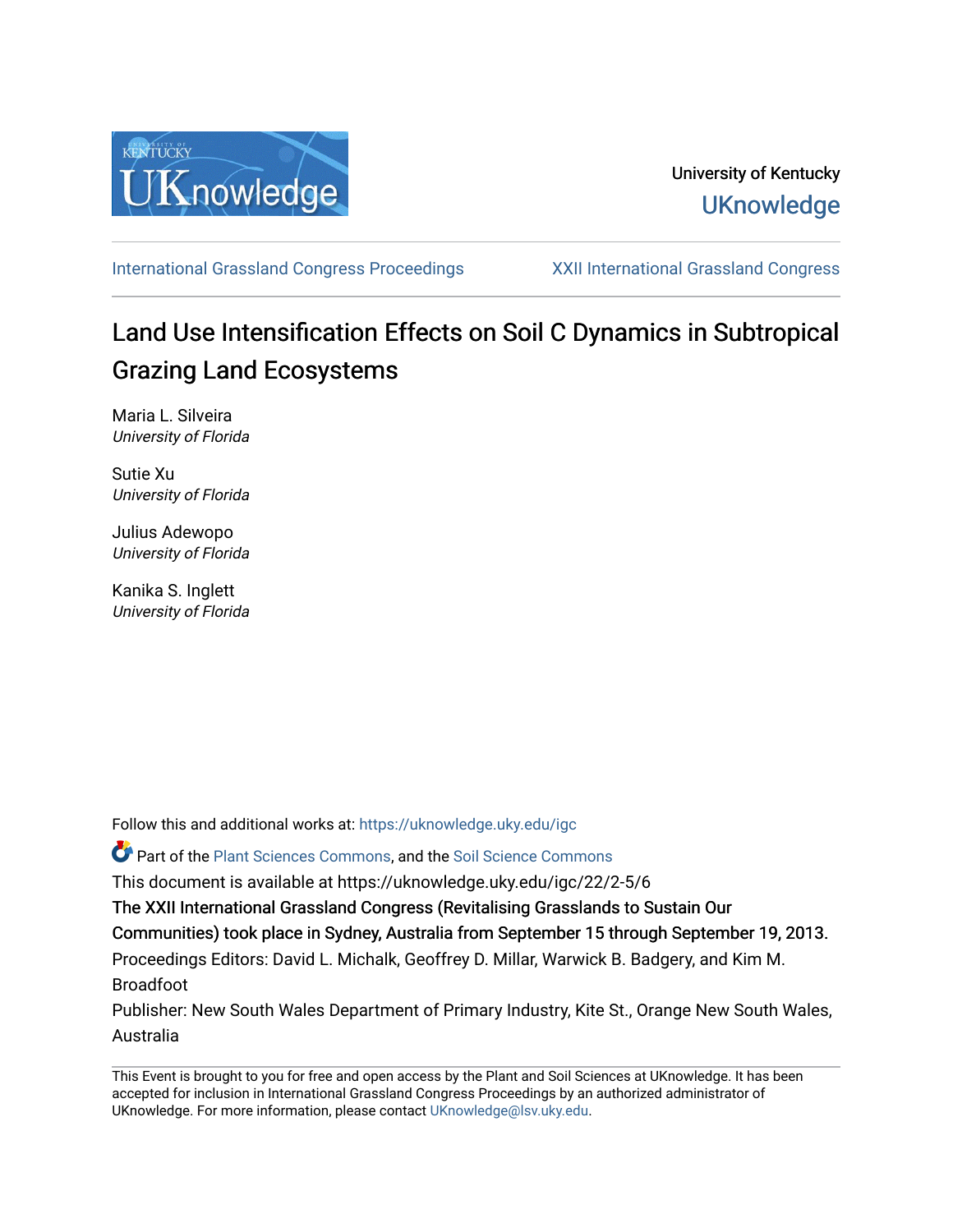University of Kentucky

UKnowledge

International Grassland Congress Proceedings | XXII International Grassland Congress

# Land Use Intensification Effects on Soil C Dynamics in Subtropical Grazing Land Ecosystems

Maria L. Silveira
*University of Florida*

Sutie Xu
*University of Florida*

Julius Adewopo
*University of Florida*

Kanika S. Inglett
*University of Florida*

Follow this and additional works at: https://uknowledge.uky.edu/igc

Part of the Plant Sciences Commons, and the Soil Science Commons

This document is available at https://uknowledge.uky.edu/igc/22/2-5/6

The XXII International Grassland Congress (Revitalising Grasslands to Sustain Our Communities) took place in Sydney, Australia from September 15 through September 19, 2013.

Proceedings Editors: David L. Michalk, Geoffrey D. Millar, Warwick B. Badgery, and Kim M. Broadfoot

Publisher: New South Wales Department of Primary Industry, Kite St., Orange New South Wales, Australia

This Event is brought to you for free and open access by the Plant and Soil Sciences at UKnowledge. It has been accepted for inclusion in International Grassland Congress Proceedings by an authorized administrator of UKnowledge. For more information, please contact UKnowledge@lsv.uky.edu.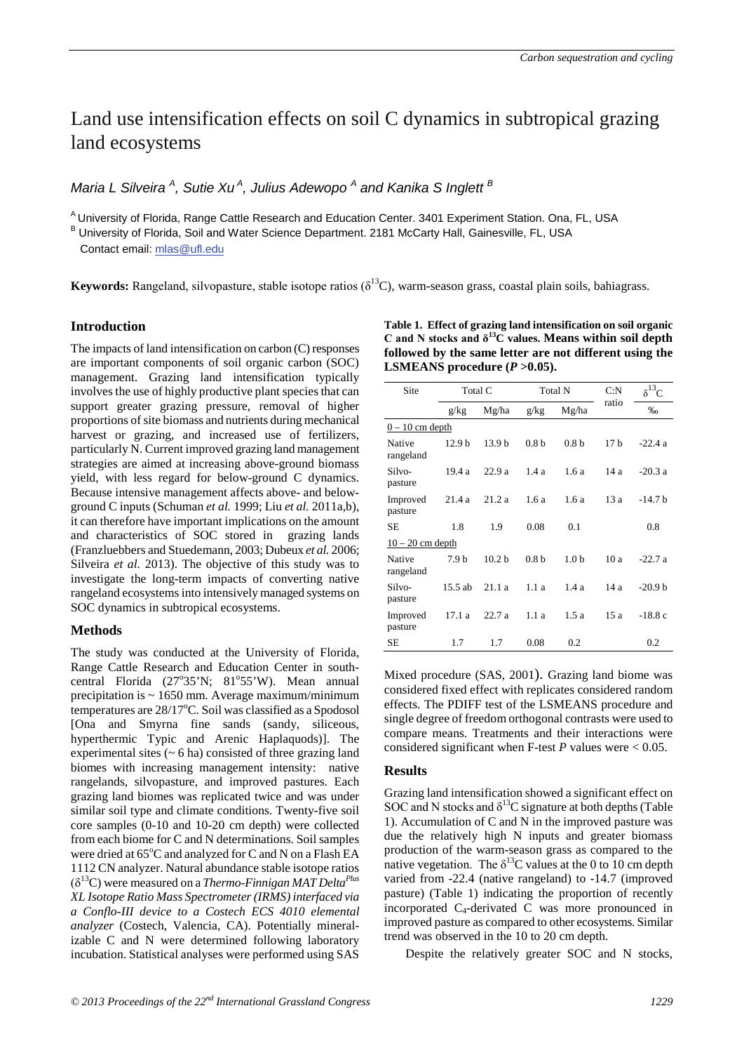# Land use intensification effects on soil C dynamics in subtropical grazing land ecosystems

*Maria L Silveira [A], Sutie Xu [A], Julius Adewopo [A] and Kanika S Inglett [B]*

[A] University of Florida, Range Cattle Research and Education Center. 3401 Experiment Station. Ona, FL, USA
[B] University of Florida, Soil and Water Science Department. 2181 McCarty Hall, Gainesville, FL, USA
Contact email: mlas@ufl.edu

**Keywords:** Rangeland, silvopasture, stable isotope ratios ($\delta^{13}C$), warm-season grass, coastal plain soils, bahiagrass.

## Introduction

The impacts of land intensification on carbon (C) responses are important components of soil organic carbon (SOC) management. Grazing land intensification typically involves the use of highly productive plant species that can support greater grazing pressure, removal of higher proportions of site biomass and nutrients during mechanical harvest or grazing, and increased use of fertilizers, particularly N. Current improved grazing land management strategies are aimed at increasing above-ground biomass yield, with less regard for below-ground C dynamics. Because intensive management affects above- and below-ground C inputs (Schuman *et al.* 1999; Liu *et al.* 2011a,b), it can therefore have important implications on the amount and characteristics of SOC stored in grazing lands (Franzluebbers and Stuedemann, 2003; Dubeux *et al.* 2006; Silveira *et al.* 2013). The objective of this study was to investigate the long-term impacts of converting native rangeland ecosystems into intensively managed systems on SOC dynamics in subtropical ecosystems.

## Methods

The study was conducted at the University of Florida, Range Cattle Research and Education Center in south-central Florida (27°35'N; 81°55'W). Mean annual precipitation is ~ 1650 mm. Average maximum/minimum temperatures are 28/17°C. Soil was classified as a Spodosol [Ona and Smyrna fine sands (sandy, siliceous, hyperthermic Typic and Arenic Haplaquods)]. The experimental sites (~ 6 ha) consisted of three grazing land biomes with increasing management intensity: native rangelands, silvopasture, and improved pastures. Each grazing land biomes was replicated twice and was under similar soil type and climate conditions. Twenty-five soil core samples (0-10 and 10-20 cm depth) were collected from each biome for C and N determinations. Soil samples were dried at 65°C and analyzed for C and N on a Flash EA 1112 CN analyzer. Natural abundance stable isotope ratios ($\delta^{13}C$) were measured on a *Thermo-Finnigan MAT Delta[Plus] XL Isotope Ratio Mass Spectrometer (IRMS) interfaced via a Conflo-III device to a Costech ECS 4010 elemental analyzer* (Costech, Valencia, CA). Potentially mineralizable C and N were determined following laboratory incubation. Statistical analyses were performed using SAS Mixed procedure (SAS, 2001). Grazing land biome was considered fixed effect with replicates considered random effects. The PDIFF test of the LSMEANS procedure and single degree of freedom orthogonal contrasts were used to compare means. Treatments and their interactions were considered significant when F-test $P$ values were < 0.05.

**Table 1. Effect of grazing land intensification on soil organic C and N stocks and $\delta^{13}C$ values. Means within soil depth followed by the same letter are not different using the LSMEANS procedure ($P$ >0.05).**

| Site | Total C | | Total N | | C:N ratio | $\delta^{13}C$ |
|---|---|---|---|---|---|---|
| | g/kg | Mg/ha | g/kg | Mg/ha | | ‰ |
| 0 – 10 cm depth | | | | | | |
| Native rangeland | 12.9 b | 13.9 b | 0.8 b | 0.8 b | 17 b | -22.4 a |
| Silvo-pasture | 19.4 a | 22.9 a | 1.4 a | 1.6 a | 14 a | -20.3 a |
| Improved pasture | 21.4 a | 21.2 a | 1.6 a | 1.6 a | 13 a | -14.7 b |
| SE | 1.8 | 1.9 | 0.08 | 0.1 | | 0.8 |
| 10 – 20 cm depth | | | | | | |
| Native rangeland | 7.9 b | 10.2 b | 0.8 b | 1.0 b | 10 a | -22.7 a |
| Silvo-pasture | 15.5 ab | 21.1 a | 1.1 a | 1.4 a | 14 a | -20.9 b |
| Improved pasture | 17.1 a | 22.7 a | 1.1 a | 1.5 a | 15 a | -18.8 c |
| SE | 1.7 | 1.7 | 0.08 | 0.2 | | 0.2 |

## Results

Grazing land intensification showed a significant effect on SOC and N stocks and $\delta^{13}C$ signature at both depths (Table 1). Accumulation of C and N in the improved pasture was due the relatively high N inputs and greater biomass production of the warm-season grass as compared to the native vegetation. The $\delta^{13}C$ values at the 0 to 10 cm depth varied from -22.4 (native rangeland) to -14.7 (improved pasture) (Table 1) indicating the proportion of recently incorporated $C_4$-derivated C was more pronounced in improved pasture as compared to other ecosystems. Similar trend was observed in the 10 to 20 cm depth.

Despite the relatively greater SOC and N stocks,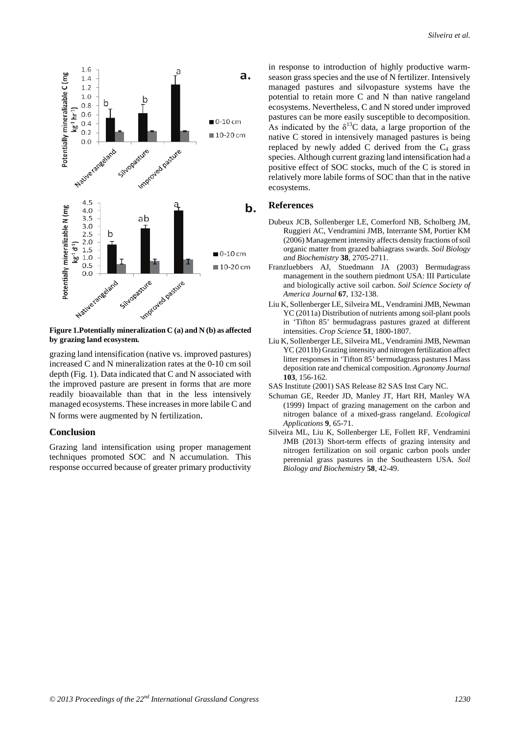a.

Potentially mineralizable C (mg kg$^{-1}$ hr$^{-1}$)

1.6
1.4
1.2
1.0
0.8
0.6
0.4
0.2
0.0

b b a

Native rangeland
Silvopasture
Improved pasture

0-10 cm
10-20 cm

b.

Potentially mineralizable N (mg kg$^{-1}$ d$^{-1}$)

4.5
4.0
3.5
3.0
2.5
2.0
1.5
1.0
0.5
0.0

b ab a

Native rangeland
Silvopasture
Improved pasture

0-10 cm
10-20 cm

**Figure 1.Potentially mineralization C (a) and N (b) as affected by grazing land ecosystem.**

grazing land intensification (native vs. improved pastures) increased C and N mineralization rates at the 0-10 cm soil depth (Fig. 1). Data indicated that C and N associated with the improved pasture are present in forms that are more readily bioavailable than that in the less intensively managed ecosystems. These increases in more labile C and N forms were augmented by N fertilization.

## Conclusion

Grazing land intensification using proper management techniques promoted SOC and N accumulation. This response occurred because of greater primary productivity in response to introduction of highly productive warm-season grass species and the use of N fertilizer. Intensively managed pastures and silvopasture systems have the potential to retain more C and N than native rangeland ecosystems. Nevertheless, C and N stored under improved pastures can be more easily susceptible to decomposition. As indicated by the $\delta^{13}C$ data, a large proportion of the native C stored in intensively managed pastures is being replaced by newly added C derived from the $C_4$ grass species. Although current grazing land intensification had a positive effect of SOC stocks, much of the C is stored in relatively more labile forms of SOC than that in the native ecosystems.

## References

- Dubeux JCB, Sollenberger LE, Comerford NB, Scholberg JM, Ruggieri AC, Vendramini JMB, Interrante SM, Portier KM (2006) Management intensity affects density fractions of soil organic matter from grazed bahiagrass swards. *Soil Biology and Biochemistry* **38**, 2705-2711.
- Franzluebbers AJ, Stuedmann JA (2003) Bermudagrass management in the southern piedmont USA: III Particulate and biologically active soil carbon. *Soil Science Society of America Journal* **67**, 132-138.
- Liu K, Sollenberger LE, Silveira ML, Vendramini JMB, Newman YC (2011a) Distribution of nutrients among soil-plant pools in 'Tifton 85' bermudagrass pastures grazed at different intensities. *Crop Science* **51**, 1800-1807.
- Liu K, Sollenberger LE, Silveira ML, Vendramini JMB, Newman YC (2011b) Grazing intensity and nitrogen fertilization affect litter responses in 'Tifton 85' bermudagrass pastures I Mass deposition rate and chemical composition. *Agronomy Journal* **103**, 156-162.
- SAS Institute (2001) SAS Release 82 SAS Inst Cary NC.
- Schuman GE, Reeder JD, Manley JT, Hart RH, Manley WA (1999) Impact of grazing management on the carbon and nitrogen balance of a mixed-grass rangeland. *Ecological Applications* **9**, 65-71.
- Silveira ML, Liu K, Sollenberger LE, Follett RF, Vendramini JMB (2013) Short-term effects of grazing intensity and nitrogen fertilization on soil organic carbon pools under perennial grass pastures in the Southeastern USA. *Soil Biology and Biochemistry* **58**, 42-49.